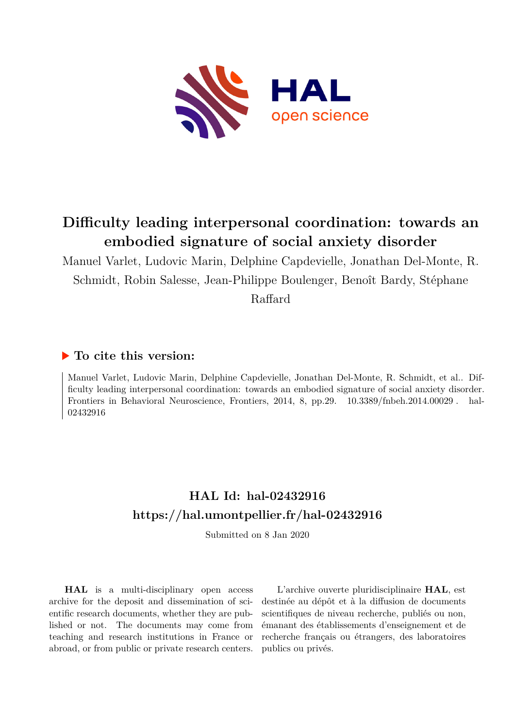# Difficulty leading interpersonal coordination: towards an embodied signature of social anxiety disorder

Manuel Varlet, Ludovic Marin, Delphine Capdevielle, Jonathan Del-Monte, R. Schmidt, Robin Salesse, Jean-Philippe Boulenger, Benoît Bardy, Stéphane Raffard

## ▶ To cite this version:

Manuel Varlet, Ludovic Marin, Delphine Capdevielle, Jonathan Del-Monte, R. Schmidt, et al.. Difficulty leading interpersonal coordination: towards an embodied signature of social anxiety disorder. Frontiers in Behavioral Neuroscience, Frontiers, 2014, 8, pp.29. 10.3389/fnbeh.2014.00029 . hal-02432916

## HAL Id: hal-02432916

## https://hal.umontpellier.fr/hal-02432916

Submitted on 8 Jan 2020

**HAL** is a multi-disciplinary open access archive for the deposit and dissemination of scientific research documents, whether they are published or not. The documents may come from teaching and research institutions in France or abroad, or from public or private research centers.

L'archive ouverte pluridisciplinaire **HAL**, est destinée au dépôt et à la diffusion de documents scientifiques de niveau recherche, publiés ou non, émanant des établissements d'enseignement et de recherche français ou étrangers, des laboratoires publics ou privés.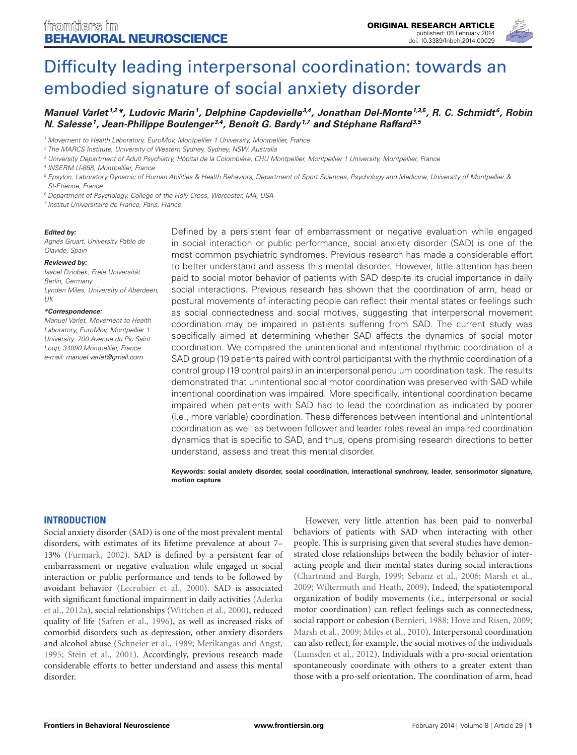# Difficulty leading interpersonal coordination: towards an embodied signature of social anxiety disorder

***Manuel Varlet[1,2]\*, Ludovic Marin[1], Delphine Capdevielle[3,4], Jonathan Del-Monte[1,3,5], R. C. Schmidt[6], Robin N. Salesse[1], Jean-Philippe Boulenger[3,4], Benoît G. Bardy[1,7] and Stéphane Raffard[3,5]***

[1] Movement to Health Laboratory, EuroMov, Montpellier 1 University, Montpellier, France
[2] The MARCS Institute, University of Western Sydney, Sydney, NSW, Australia
[3] University Department of Adult Psychiatry, Hôpital de la Colombière, CHU Montpellier, Montpellier 1 University, Montpellier, France
[4] INSERM U-888, Montpellier, France
[5] Epsylon, Laboratory Dynamic of Human Abilities & Health Behaviors, Department of Sport Sciences, Psychology and Medicine, University of Montpellier & St-Etienne, France
[6] Department of Psychology, College of the Holy Cross, Worcester, MA, USA
[7] Institut Universitaire de France, Paris, France

***Edited by:***
*Agnes Gruart, University Pablo de Olavide, Spain*

***Reviewed by:***
*Isabel Dziobek, Freie Universität Berlin, Germany*
*Lynden Miles, University of Aberdeen, UK*

***\*Correspondence:***
*Manuel Varlet, Movement to Health Laboratory, EuroMov, Montpellier 1 University, 700 Avenue du Pic Saint Loup, 34090 Montpellier, France*
*e-mail: manuel.varlet@gmail.com*

Defined by a persistent fear of embarrassment or negative evaluation while engaged in social interaction or public performance, social anxiety disorder (SAD) is one of the most common psychiatric syndromes. Previous research has made a considerable effort to better understand and assess this mental disorder. However, little attention has been paid to social motor behavior of patients with SAD despite its crucial importance in daily social interactions. Previous research has shown that the coordination of arm, head or postural movements of interacting people can reflect their mental states or feelings such as social connectedness and social motives, suggesting that interpersonal movement coordination may be impaired in patients suffering from SAD. The current study was specifically aimed at determining whether SAD affects the dynamics of social motor coordination. We compared the unintentional and intentional rhythmic coordination of a SAD group (19 patients paired with control participants) with the rhythmic coordination of a control group (19 control pairs) in an interpersonal pendulum coordination task. The results demonstrated that unintentional social motor coordination was preserved with SAD while intentional coordination was impaired. More specifically, intentional coordination became impaired when patients with SAD had to lead the coordination as indicated by poorer (i.e., more variable) coordination. These differences between intentional and unintentional coordination as well as between follower and leader roles reveal an impaired coordination dynamics that is specific to SAD, and thus, opens promising research directions to better understand, assess and treat this mental disorder.

**Keywords: social anxiety disorder, social coordination, interactional synchrony, leader, sensorimotor signature, motion capture**

## INTRODUCTION

Social anxiety disorder (SAD) is one of the most prevalent mental disorders, with estimates of its lifetime prevalence at about 7–13% (Furmark, 2002). SAD is defined by a persistent fear of embarrassment or negative evaluation while engaged in social interaction or public performance and tends to be followed by avoidant behavior (Lecrubier et al., 2000). SAD is associated with significant functional impairment in daily activities (Aderka et al., 2012a), social relationships (Wittchen et al., 2000), reduced quality of life (Safren et al., 1996), as well as increased risks of comorbid disorders such as depression, other anxiety disorders and alcohol abuse (Schneier et al., 1989; Merikangas and Angst, 1995; Stein et al., 2001). Accordingly, previous research made considerable efforts to better understand and assess this mental disorder.

However, very little attention has been paid to nonverbal behaviors of patients with SAD when interacting with other people. This is surprising given that several studies have demonstrated close relationships between the bodily behavior of interacting people and their mental states during social interactions (Chartrand and Bargh, 1999; Sebanz et al., 2006; Marsh et al., 2009; Wiltermuth and Heath, 2009). Indeed, the spatiotemporal organization of bodily movements (i.e., interpersonal or social motor coordination) can reflect feelings such as connectedness, social rapport or cohesion (Bernieri, 1988; Hove and Risen, 2009; Marsh et al., 2009; Miles et al., 2010). Interpersonal coordination can also reflect, for example, the social motives of the individuals (Lumsden et al., 2012). Individuals with a pro-social orientation spontaneously coordinate with others to a greater extent than those with a pro-self orientation. The coordination of arm, head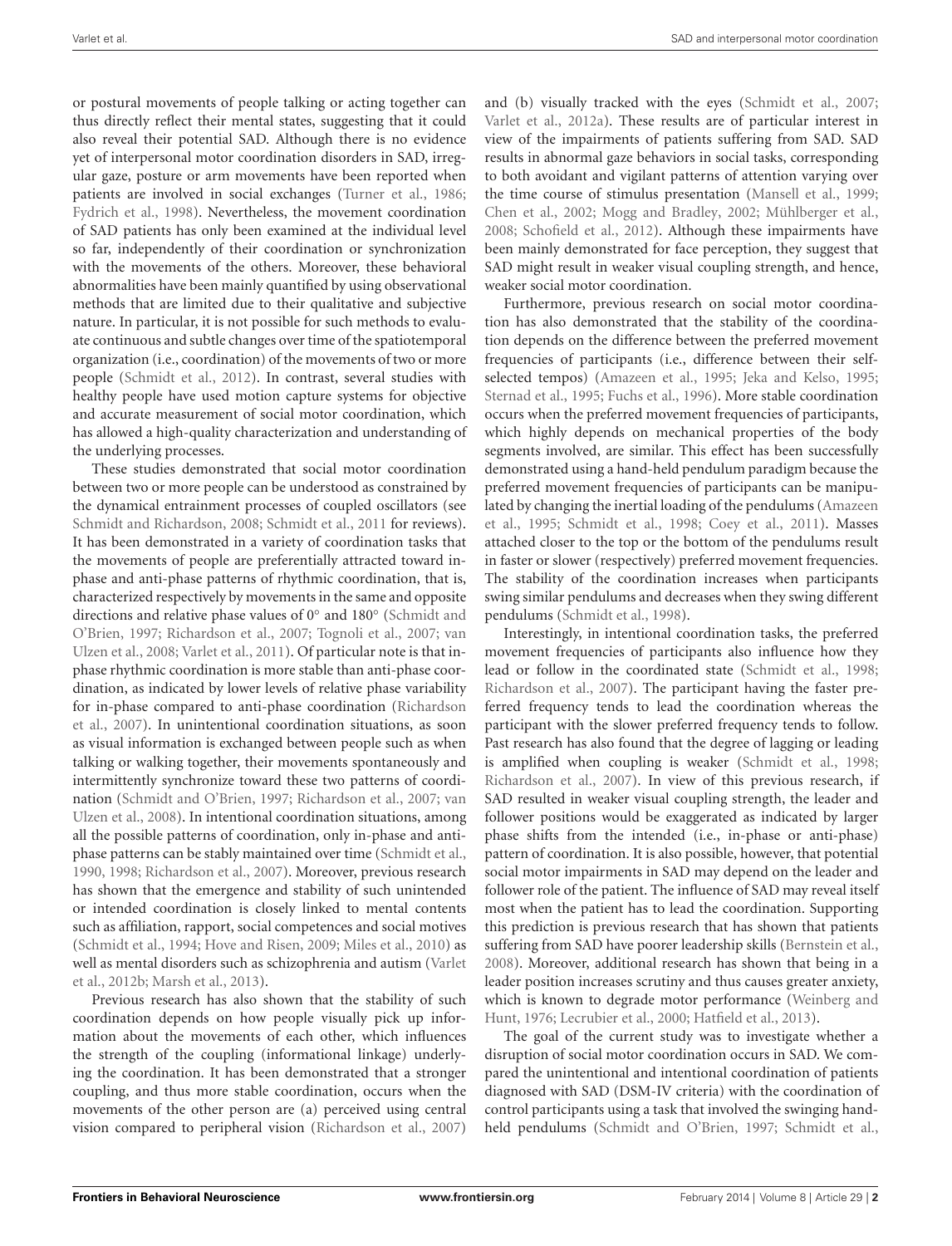or postural movements of people talking or acting together can thus directly reflect their mental states, suggesting that it could also reveal their potential SAD. Although there is no evidence yet of interpersonal motor coordination disorders in SAD, irregular gaze, posture or arm movements have been reported when patients are involved in social exchanges (Turner et al., 1986; Fydrich et al., 1998). Nevertheless, the movement coordination of SAD patients has only been examined at the individual level so far, independently of their coordination or synchronization with the movements of the others. Moreover, these behavioral abnormalities have been mainly quantified by using observational methods that are limited due to their qualitative and subjective nature. In particular, it is not possible for such methods to evaluate continuous and subtle changes over time of the spatiotemporal organization (i.e., coordination) of the movements of two or more people (Schmidt et al., 2012). In contrast, several studies with healthy people have used motion capture systems for objective and accurate measurement of social motor coordination, which has allowed a high-quality characterization and understanding of the underlying processes.

These studies demonstrated that social motor coordination between two or more people can be understood as constrained by the dynamical entrainment processes of coupled oscillators (see Schmidt and Richardson, 2008; Schmidt et al., 2011 for reviews). It has been demonstrated in a variety of coordination tasks that the movements of people are preferentially attracted toward in-phase and anti-phase patterns of rhythmic coordination, that is, characterized respectively by movements in the same and opposite directions and relative phase values of 0° and 180° (Schmidt and O'Brien, 1997; Richardson et al., 2007; Tognoli et al., 2007; van Ulzen et al., 2008; Varlet et al., 2011). Of particular note is that in-phase rhythmic coordination is more stable than anti-phase coordination, as indicated by lower levels of relative phase variability for in-phase compared to anti-phase coordination (Richardson et al., 2007). In unintentional coordination situations, as soon as visual information is exchanged between people such as when talking or walking together, their movements spontaneously and intermittently synchronize toward these two patterns of coordination (Schmidt and O'Brien, 1997; Richardson et al., 2007; van Ulzen et al., 2008). In intentional coordination situations, among all the possible patterns of coordination, only in-phase and anti-phase patterns can be stably maintained over time (Schmidt et al., 1990, 1998; Richardson et al., 2007). Moreover, previous research has shown that the emergence and stability of such unintended or intended coordination is closely linked to mental contents such as affiliation, rapport, social competences and social motives (Schmidt et al., 1994; Hove and Risen, 2009; Miles et al., 2010) as well as mental disorders such as schizophrenia and autism (Varlet et al., 2012b; Marsh et al., 2013).

Previous research has also shown that the stability of such coordination depends on how people visually pick up information about the movements of each other, which influences the strength of the coupling (informational linkage) underlying the coordination. It has been demonstrated that a stronger coupling, and thus more stable coordination, occurs when the movements of the other person are (a) perceived using central vision compared to peripheral vision (Richardson et al., 2007) and (b) visually tracked with the eyes (Schmidt et al., 2007; Varlet et al., 2012a). These results are of particular interest in view of the impairments of patients suffering from SAD. SAD results in abnormal gaze behaviors in social tasks, corresponding to both avoidant and vigilant patterns of attention varying over the time course of stimulus presentation (Mansell et al., 1999; Chen et al., 2002; Mogg and Bradley, 2002; Mühlberger et al., 2008; Schofield et al., 2012). Although these impairments have been mainly demonstrated for face perception, they suggest that SAD might result in weaker visual coupling strength, and hence, weaker social motor coordination.

Furthermore, previous research on social motor coordination has also demonstrated that the stability of the coordination depends on the difference between the preferred movement frequencies of participants (i.e., difference between their self-selected tempos) (Amazeen et al., 1995; Jeka and Kelso, 1995; Sternad et al., 1995; Fuchs et al., 1996). More stable coordination occurs when the preferred movement frequencies of participants, which highly depends on mechanical properties of the body segments involved, are similar. This effect has been successfully demonstrated using a hand-held pendulum paradigm because the preferred movement frequencies of participants can be manipulated by changing the inertial loading of the pendulums (Amazeen et al., 1995; Schmidt et al., 1998; Coey et al., 2011). Masses attached closer to the top or the bottom of the pendulums result in faster or slower (respectively) preferred movement frequencies. The stability of the coordination increases when participants swing similar pendulums and decreases when they swing different pendulums (Schmidt et al., 1998).

Interestingly, in intentional coordination tasks, the preferred movement frequencies of participants also influence how they lead or follow in the coordinated state (Schmidt et al., 1998; Richardson et al., 2007). The participant having the faster preferred frequency tends to lead the coordination whereas the participant with the slower preferred frequency tends to follow. Past research has also found that the degree of lagging or leading is amplified when coupling is weaker (Schmidt et al., 1998; Richardson et al., 2007). In view of this previous research, if SAD resulted in weaker visual coupling strength, the leader and follower positions would be exaggerated as indicated by larger phase shifts from the intended (i.e., in-phase or anti-phase) pattern of coordination. It is also possible, however, that potential social motor impairments in SAD may depend on the leader and follower role of the patient. The influence of SAD may reveal itself most when the patient has to lead the coordination. Supporting this prediction is previous research that has shown that patients suffering from SAD have poorer leadership skills (Bernstein et al., 2008). Moreover, additional research has shown that being in a leader position increases scrutiny and thus causes greater anxiety, which is known to degrade motor performance (Weinberg and Hunt, 1976; Lecrubier et al., 2000; Hatfield et al., 2013).

The goal of the current study was to investigate whether a disruption of social motor coordination occurs in SAD. We compared the unintentional and intentional coordination of patients diagnosed with SAD (DSM-IV criteria) with the coordination of control participants using a task that involved the swinging hand-held pendulums (Schmidt and O'Brien, 1997; Schmidt et al.,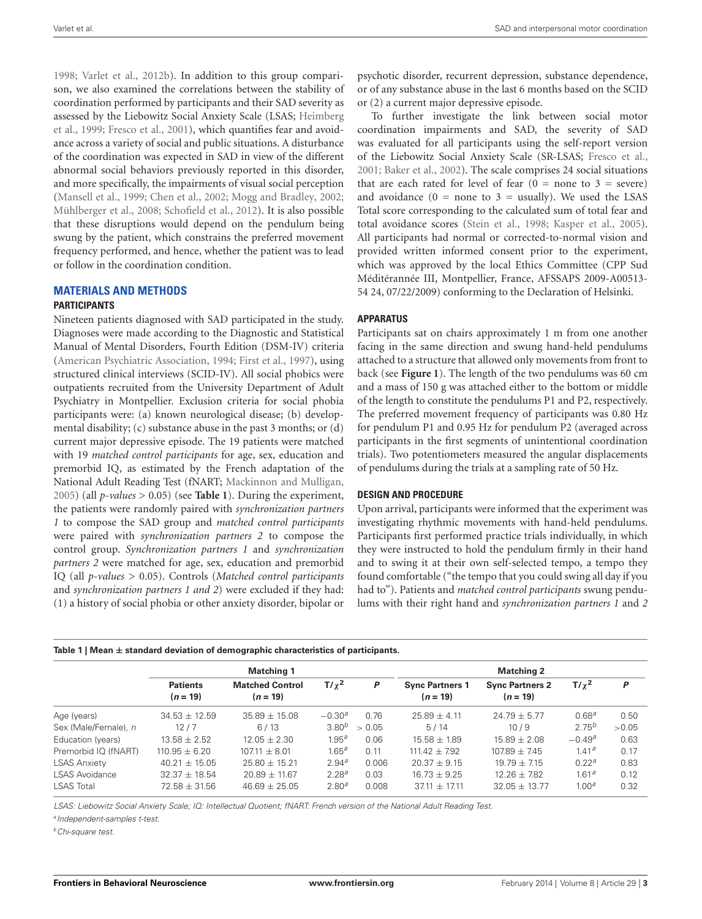1998; Varlet et al., 2012b). In addition to this group comparison, we also examined the correlations between the stability of coordination performed by participants and their SAD severity as assessed by the Liebowitz Social Anxiety Scale (LSAS; Heimberg et al., 1999; Fresco et al., 2001), which quantifies fear and avoidance across a variety of social and public situations. A disturbance of the coordination was expected in SAD in view of the different abnormal social behaviors previously reported in this disorder, and more specifically, the impairments of visual social perception (Mansell et al., 1999; Chen et al., 2002; Mogg and Bradley, 2002; Mühlberger et al., 2008; Schofield et al., 2012). It is also possible that these disruptions would depend on the pendulum being swung by the patient, which constrains the preferred movement frequency performed, and hence, whether the patient was to lead or follow in the coordination condition.

## MATERIALS AND METHODS

### PARTICIPANTS

Nineteen patients diagnosed with SAD participated in the study. Diagnoses were made according to the Diagnostic and Statistical Manual of Mental Disorders, Fourth Edition (DSM-IV) criteria (American Psychiatric Association, 1994; First et al., 1997), using structured clinical interviews (SCID-IV). All social phobics were outpatients recruited from the University Department of Adult Psychiatry in Montpellier. Exclusion criteria for social phobia participants were: (a) known neurological disease; (b) developmental disability; (c) substance abuse in the past 3 months; or (d) current major depressive episode. The 19 patients were matched with 19 *matched control participants* for age, sex, education and premorbid IQ, as estimated by the French adaptation of the National Adult Reading Test (fNART; Mackinnon and Mulligan, 2005) (all *p-values* > 0.05) (see **Table 1**). During the experiment, the patients were randomly paired with *synchronization partners 1* to compose the SAD group and *matched control participants* were paired with *synchronization partners 2* to compose the control group. *Synchronization partners 1* and *synchronization partners 2* were matched for age, sex, education and premorbid IQ (all *p-values* > 0.05). Controls (*Matched control participants* and *synchronization partners 1 and 2*) were excluded if they had: (1) a history of social phobia or other anxiety disorder, bipolar or psychotic disorder, recurrent depression, substance dependence, or of any substance abuse in the last 6 months based on the SCID or (2) a current major depressive episode.

To further investigate the link between social motor coordination impairments and SAD, the severity of SAD was evaluated for all participants using the self-report version of the Liebowitz Social Anxiety Scale (SR-LSAS; Fresco et al., 2001; Baker et al., 2002). The scale comprises 24 social situations that are each rated for level of fear (0 = none to 3 = severe) and avoidance (0 = none to 3 = usually). We used the LSAS Total score corresponding to the calculated sum of total fear and total avoidance scores (Stein et al., 1998; Kasper et al., 2005). All participants had normal or corrected-to-normal vision and provided written informed consent prior to the experiment, which was approved by the local Ethics Committee (CPP Sud Méditérannée III, Montpellier, France, AFSSAPS 2009-A00513-54 24, 07/22/2009) conforming to the Declaration of Helsinki.

### APPARATUS

Participants sat on chairs approximately 1 m from one another facing in the same direction and swung hand-held pendulums attached to a structure that allowed only movements from front to back (see **Figure 1**). The length of the two pendulums was 60 cm and a mass of 150 g was attached either to the bottom or middle of the length to constitute the pendulums P1 and P2, respectively. The preferred movement frequency of participants was 0.80 Hz for pendulum P1 and 0.95 Hz for pendulum P2 (averaged across participants in the first segments of unintentional coordination trials). Two potentiometers measured the angular displacements of pendulums during the trials at a sampling rate of 50 Hz.

### DESIGN AND PROCEDURE

Upon arrival, participants were informed that the experiment was investigating rhythmic movements with hand-held pendulums. Participants first performed practice trials individually, in which they were instructed to hold the pendulum firmly in their hand and to swing it at their own self-selected tempo, a tempo they found comfortable ("the tempo that you could swing all day if you had to"). Patients and *matched control participants* swung pendulums with their right hand and *synchronization partners 1* and *2*

**Table 1 | Mean ± standard deviation of demographic characteristics of participants.**

| | Matching 1 | | | | Matching 2 | | | |
|---|---|---|---|---|---|---|---|---|
| | Patients ($n = 19$) | Matched Control ($n = 19$) | $T/\chi^2$ | *P* | Sync Partners 1 ($n = 19$) | Sync Partners 2 ($n = 19$) | $T/\chi^2$ | *P* |
| Age (years) | 34.53 ± 12.59 | 35.89 ± 15.08 | −0.30[a] | 0.76 | 25.89 ± 4.11 | 24.79 ± 5.77 | 0.68[a] | 0.50 |
| Sex (Male/Female), *n* | 12 / 7 | 6 / 13 | 3.80[b] | > 0.05 | 5 / 14 | 10 / 9 | 2.75[b] | >0.05 |
| Education (years) | 13.58 ± 2.52 | 12.05 ± 2.30 | 1.95[a] | 0.06 | 15.58 ± 1.89 | 15.89 ± 2.08 | −0.49[a] | 0.63 |
| Premorbid IQ (fNART) | 110.95 ± 6.20 | 107.11 ± 8.01 | 1.65[a] | 0.11 | 111.42 ± 7.92 | 107.89 ± 7.45 | 1.41[a] | 0.17 |
| LSAS Anxiety | 40.21 ± 15.05 | 25.80 ± 15.21 | 2.94[a] | 0.006 | 20.37 ± 9.15 | 19.79 ± 7.15 | 0.22[a] | 0.83 |
| LSAS Avoidance | 32.37 ± 18.54 | 20.89 ± 11.67 | 2.28[a] | 0.03 | 16.73 ± 9.25 | 12.26 ± 7.82 | 1.61[a] | 0.12 |
| LSAS Total | 72.58 ± 31.56 | 46.69 ± 25.05 | 2.80[a] | 0.008 | 37.11 ± 17.11 | 32.05 ± 13.77 | 1.00[a] | 0.32 |

*LSAS: Liebowitz Social Anxiety Scale; IQ: Intellectual Quotient; fNART: French version of the National Adult Reading Test.*

[a] *Independent-samples t-test.*

[b] *Chi-square test.*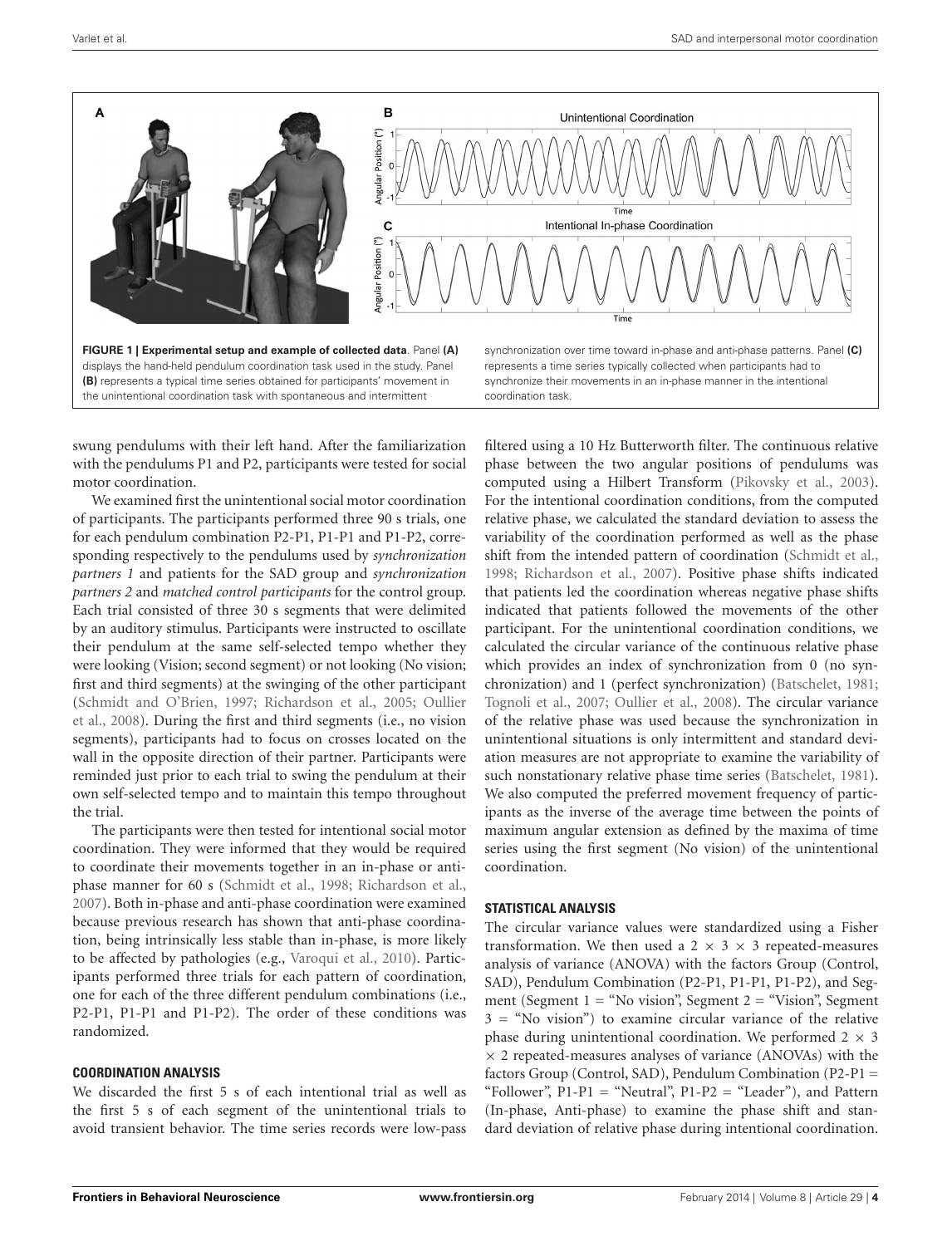**FIGURE 1 | Experimental setup and example of collected data**. Panel **(A)** displays the hand-held pendulum coordination task used in the study. Panel **(B)** represents a typical time series obtained for participants' movement in the unintentional coordination task with spontaneous and intermittent synchronization over time toward in-phase and anti-phase patterns. Panel **(C)** represents a time series typically collected when participants had to synchronize their movements in an in-phase manner in the intentional coordination task.

swung pendulums with their left hand. After the familiarization with the pendulums P1 and P2, participants were tested for social motor coordination.

We examined first the unintentional social motor coordination of participants. The participants performed three 90 s trials, one for each pendulum combination P2-P1, P1-P1 and P1-P2, corresponding respectively to the pendulums used by *synchronization partners 1* and patients for the SAD group and *synchronization partners 2* and *matched control participants* for the control group. Each trial consisted of three 30 s segments that were delimited by an auditory stimulus. Participants were instructed to oscillate their pendulum at the same self-selected tempo whether they were looking (Vision; second segment) or not looking (No vision; first and third segments) at the swinging of the other participant (Schmidt and O'Brien, 1997; Richardson et al., 2005; Oullier et al., 2008). During the first and third segments (i.e., no vision segments), participants had to focus on crosses located on the wall in the opposite direction of their partner. Participants were reminded just prior to each trial to swing the pendulum at their own self-selected tempo and to maintain this tempo throughout the trial.

The participants were then tested for intentional social motor coordination. They were informed that they would be required to coordinate their movements together in an in-phase or anti-phase manner for 60 s (Schmidt et al., 1998; Richardson et al., 2007). Both in-phase and anti-phase coordination were examined because previous research has shown that anti-phase coordination, being intrinsically less stable than in-phase, is more likely to be affected by pathologies (e.g., Varoqui et al., 2010). Participants performed three trials for each pattern of coordination, one for each of the three different pendulum combinations (i.e., P2-P1, P1-P1 and P1-P2). The order of these conditions was randomized.

### COORDINATION ANALYSIS

We discarded the first 5 s of each intentional trial as well as the first 5 s of each segment of the unintentional trials to avoid transient behavior. The time series records were low-pass filtered using a 10 Hz Butterworth filter. The continuous relative phase between the two angular positions of pendulums was computed using a Hilbert Transform (Pikovsky et al., 2003). For the intentional coordination conditions, from the computed relative phase, we calculated the standard deviation to assess the variability of the coordination performed as well as the phase shift from the intended pattern of coordination (Schmidt et al., 1998; Richardson et al., 2007). Positive phase shifts indicated that patients led the coordination whereas negative phase shifts indicated that patients followed the movements of the other participant. For the unintentional coordination conditions, we calculated the circular variance of the continuous relative phase which provides an index of synchronization from 0 (no synchronization) and 1 (perfect synchronization) (Batschelet, 1981; Tognoli et al., 2007; Oullier et al., 2008). The circular variance of the relative phase was used because the synchronization in unintentional situations is only intermittent and standard deviation measures are not appropriate to examine the variability of such nonstationary relative phase time series (Batschelet, 1981). We also computed the preferred movement frequency of participants as the inverse of the average time between the points of maximum angular extension as defined by the maxima of time series using the first segment (No vision) of the unintentional coordination.

### STATISTICAL ANALYSIS

The circular variance values were standardized using a Fisher transformation. We then used a $2 \times 3 \times 3$ repeated-measures analysis of variance (ANOVA) with the factors Group (Control, SAD), Pendulum Combination (P2-P1, P1-P1, P1-P2), and Segment (Segment 1 = "No vision", Segment 2 = "Vision", Segment 3 = "No vision") to examine circular variance of the relative phase during unintentional coordination. We performed $2 \times 3 \times 2$ repeated-measures analyses of variance (ANOVAs) with the factors Group (Control, SAD), Pendulum Combination (P2-P1 = "Follower", P1-P1 = "Neutral", P1-P2 = "Leader"), and Pattern (In-phase, Anti-phase) to examine the phase shift and standard deviation of relative phase during intentional coordination.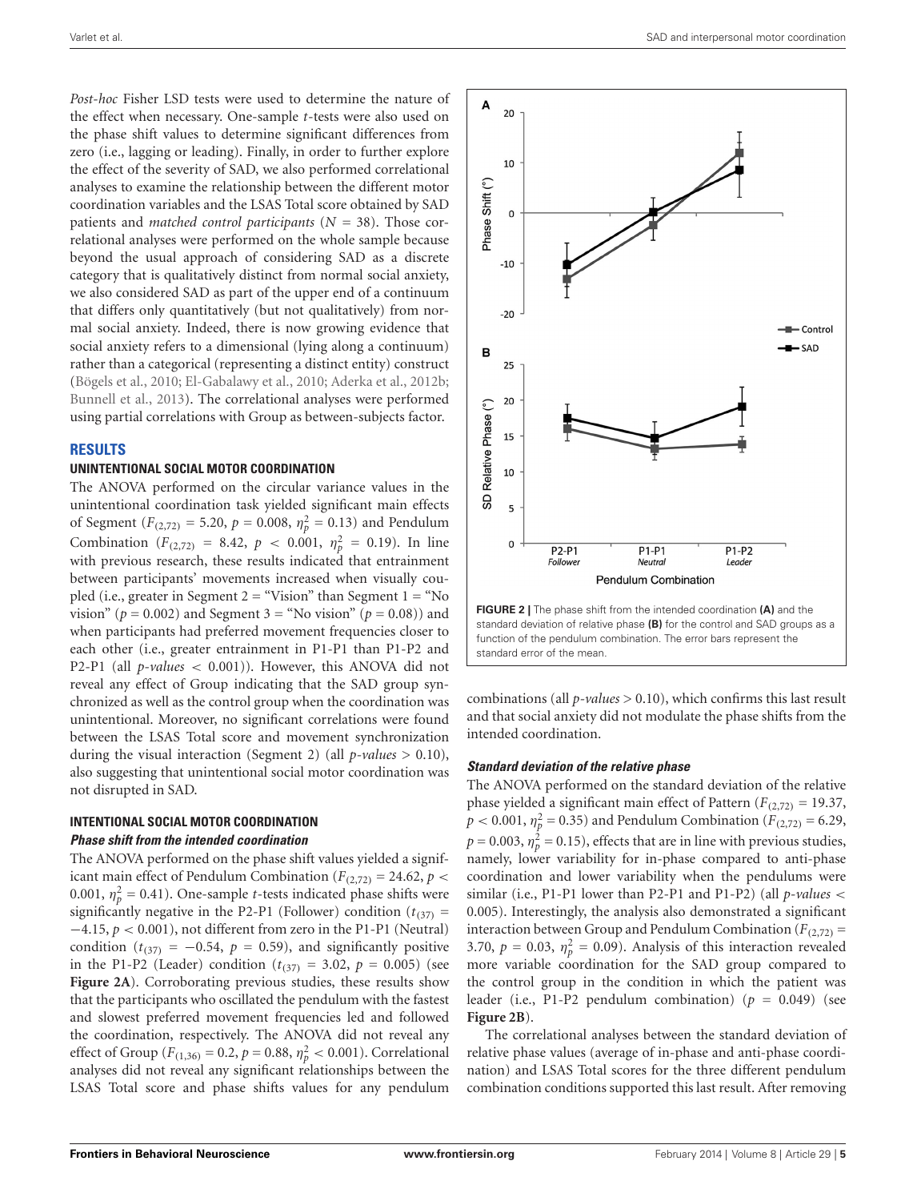*Post-hoc* Fisher LSD tests were used to determine the nature of the effect when necessary. One-sample *t*-tests were also used on the phase shift values to determine significant differences from zero (i.e., lagging or leading). Finally, in order to further explore the effect of the severity of SAD, we also performed correlational analyses to examine the relationship between the different motor coordination variables and the LSAS Total score obtained by SAD patients and *matched control participants* ($N = 38$). Those correlational analyses were performed on the whole sample because beyond the usual approach of considering SAD as a discrete category that is qualitatively distinct from normal social anxiety, we also considered SAD as part of the upper end of a continuum that differs only quantitatively (but not qualitatively) from normal social anxiety. Indeed, there is now growing evidence that social anxiety refers to a dimensional (lying along a continuum) rather than a categorical (representing a distinct entity) construct (Bögels et al., 2010; El-Gabalawy et al., 2010; Aderka et al., 2012b; Bunnell et al., 2013). The correlational analyses were performed using partial correlations with Group as between-subjects factor.

## RESULTS

### UNINTENTIONAL SOCIAL MOTOR COORDINATION

The ANOVA performed on the circular variance values in the unintentional coordination task yielded significant main effects of Segment ($F_{(2,72)} = 5.20$, $p = 0.008$, $\eta_p^2 = 0.13$) and Pendulum Combination ($F_{(2,72)} = 8.42$, $p < 0.001$, $\eta_p^2 = 0.19$). In line with previous research, these results indicated that entrainment between participants' movements increased when visually coupled (i.e., greater in Segment 2 = "Vision" than Segment 1 = "No vision" ($p = 0.002$) and Segment 3 = "No vision" ($p = 0.08$)) and when participants had preferred movement frequencies closer to each other (i.e., greater entrainment in P1-P1 than P1-P2 and P2-P1 (all *p-values* $< 0.001$)). However, this ANOVA did not reveal any effect of Group indicating that the SAD group synchronized as well as the control group when the coordination was unintentional. Moreover, no significant correlations were found between the LSAS Total score and movement synchronization during the visual interaction (Segment 2) (all *p-values* $> 0.10$), also suggesting that unintentional social motor coordination was not disrupted in SAD.

### INTENTIONAL SOCIAL MOTOR COORDINATION

#### *Phase shift from the intended coordination*

The ANOVA performed on the phase shift values yielded a significant main effect of Pendulum Combination ($F_{(2,72)} = 24.62$, $p < 0.001$, $\eta_p^2 = 0.41$). One-sample *t*-tests indicated phase shifts were significantly negative in the P2-P1 (Follower) condition ($t_{(37)} = -4.15$, $p < 0.001$), not different from zero in the P1-P1 (Neutral) condition ($t_{(37)} = -0.54$, $p = 0.59$), and significantly positive in the P1-P2 (Leader) condition ($t_{(37)} = 3.02$, $p = 0.005$) (see **Figure 2A**). Corroborating previous studies, these results show that the participants who oscillated the pendulum with the fastest and slowest preferred movement frequencies led and followed the coordination, respectively. The ANOVA did not reveal any effect of Group ($F_{(1,36)} = 0.2$, $p = 0.88$, $\eta_p^2 < 0.001$). Correlational analyses did not reveal any significant relationships between the LSAS Total score and phase shifts values for any pendulum combinations (all *p-values* $> 0.10$), which confirms this last result and that social anxiety did not modulate the phase shifts from the intended coordination.

**FIGURE 2 |** The phase shift from the intended coordination **(A)** and the standard deviation of relative phase **(B)** for the control and SAD groups as a function of the pendulum combination. The error bars represent the standard error of the mean.

#### *Standard deviation of the relative phase*

The ANOVA performed on the standard deviation of the relative phase yielded a significant main effect of Pattern ($F_{(2,72)} = 19.37$, $p < 0.001$, $\eta_p^2 = 0.35$) and Pendulum Combination ($F_{(2,72)} = 6.29$, $p = 0.003$, $\eta_p^2 = 0.15$), effects that are in line with previous studies, namely, lower variability for in-phase compared to anti-phase coordination and lower variability when the pendulums were similar (i.e., P1-P1 lower than P2-P1 and P1-P2) (all *p-values* $<$ 0.005). Interestingly, the analysis also demonstrated a significant interaction between Group and Pendulum Combination ($F_{(2,72)} = 3.70$, $p = 0.03$, $\eta_p^2 = 0.09$). Analysis of this interaction revealed more variable coordination for the SAD group compared to the control group in the condition in which the patient was leader (i.e., P1-P2 pendulum combination) ($p = 0.049$) (see **Figure 2B**).

The correlational analyses between the standard deviation of relative phase values (average of in-phase and anti-phase coordination) and LSAS Total scores for the three different pendulum combination conditions supported this last result. After removing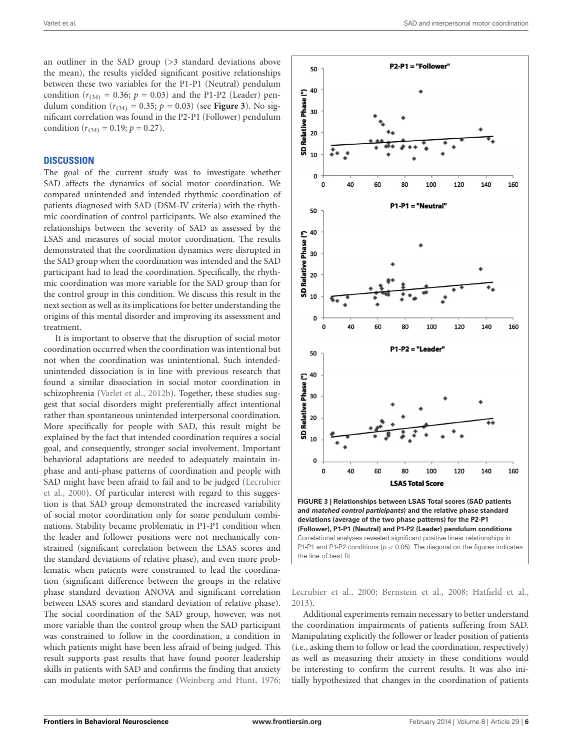an outliner in the SAD group (>3 standard deviations above the mean), the results yielded significant positive relationships between these two variables for the P1-P1 (Neutral) pendulum condition ($r_{(34)} = 0.36$; $p = 0.03$) and the P1-P2 (Leader) pendulum condition ($r_{(34)} = 0.35$; $p = 0.03$) (see **Figure 3**). No significant correlation was found in the P2-P1 (Follower) pendulum condition ($r_{(34)} = 0.19$; $p = 0.27$).

## DISCUSSION

The goal of the current study was to investigate whether SAD affects the dynamics of social motor coordination. We compared unintended and intended rhythmic coordination of patients diagnosed with SAD (DSM-IV criteria) with the rhythmic coordination of control participants. We also examined the relationships between the severity of SAD as assessed by the LSAS and measures of social motor coordination. The results demonstrated that the coordination dynamics were disrupted in the SAD group when the coordination was intended and the SAD participant had to lead the coordination. Specifically, the rhythmic coordination was more variable for the SAD group than for the control group in this condition. We discuss this result in the next section as well as its implications for better understanding the origins of this mental disorder and improving its assessment and treatment.

It is important to observe that the disruption of social motor coordination occurred when the coordination was intentional but not when the coordination was unintentional. Such intended-unintended dissociation is in line with previous research that found a similar dissociation in social motor coordination in schizophrenia (Varlet et al., 2012b). Together, these studies suggest that social disorders might preferentially affect intentional rather than spontaneous unintended interpersonal coordination. More specifically for people with SAD, this result might be explained by the fact that intended coordination requires a social goal, and consequently, stronger social involvement. Important behavioral adaptations are needed to adequately maintain in-phase and anti-phase patterns of coordination and people with SAD might have been afraid to fail and to be judged (Lecrubier et al., 2000). Of particular interest with regard to this suggestion is that SAD group demonstrated the increased variability of social motor coordination only for some pendulum combinations. Stability became problematic in P1-P1 condition when the leader and follower positions were not mechanically constrained (significant correlation between the LSAS scores and the standard deviations of relative phase), and even more problematic when patients were constrained to lead the coordination (significant difference between the groups in the relative phase standard deviation ANOVA and significant correlation between LSAS scores and standard deviation of relative phase). The social coordination of the SAD group, however, was not more variable than the control group when the SAD participant was constrained to follow in the coordination, a condition in which patients might have been less afraid of being judged. This result supports past results that have found poorer leadership skills in patients with SAD and confirms the finding that anxiety can modulate motor performance (Weinberg and Hunt, 1976; Lecrubier et al., 2000; Bernstein et al., 2008; Hatfield et al., 2013).

**FIGURE 3 | Relationships between LSAS Total scores (SAD patients and *matched control participants*) and the relative phase standard deviations (average of the two phase patterns) for the P2-P1 (Follower), P1-P1 (Neutral) and P1-P2 (Leader) pendulum conditions**. Correlational analyses revealed significant positive linear relationships in P1-P1 and P1-P2 conditions ($p < 0.05$). The diagonal on the figures indicates the line of best fit.

Additional experiments remain necessary to better understand the coordination impairments of patients suffering from SAD. Manipulating explicitly the follower or leader position of patients (i.e., asking them to follow or lead the coordination, respectively) as well as measuring their anxiety in these conditions would be interesting to confirm the current results. It was also initially hypothesized that changes in the coordination of patients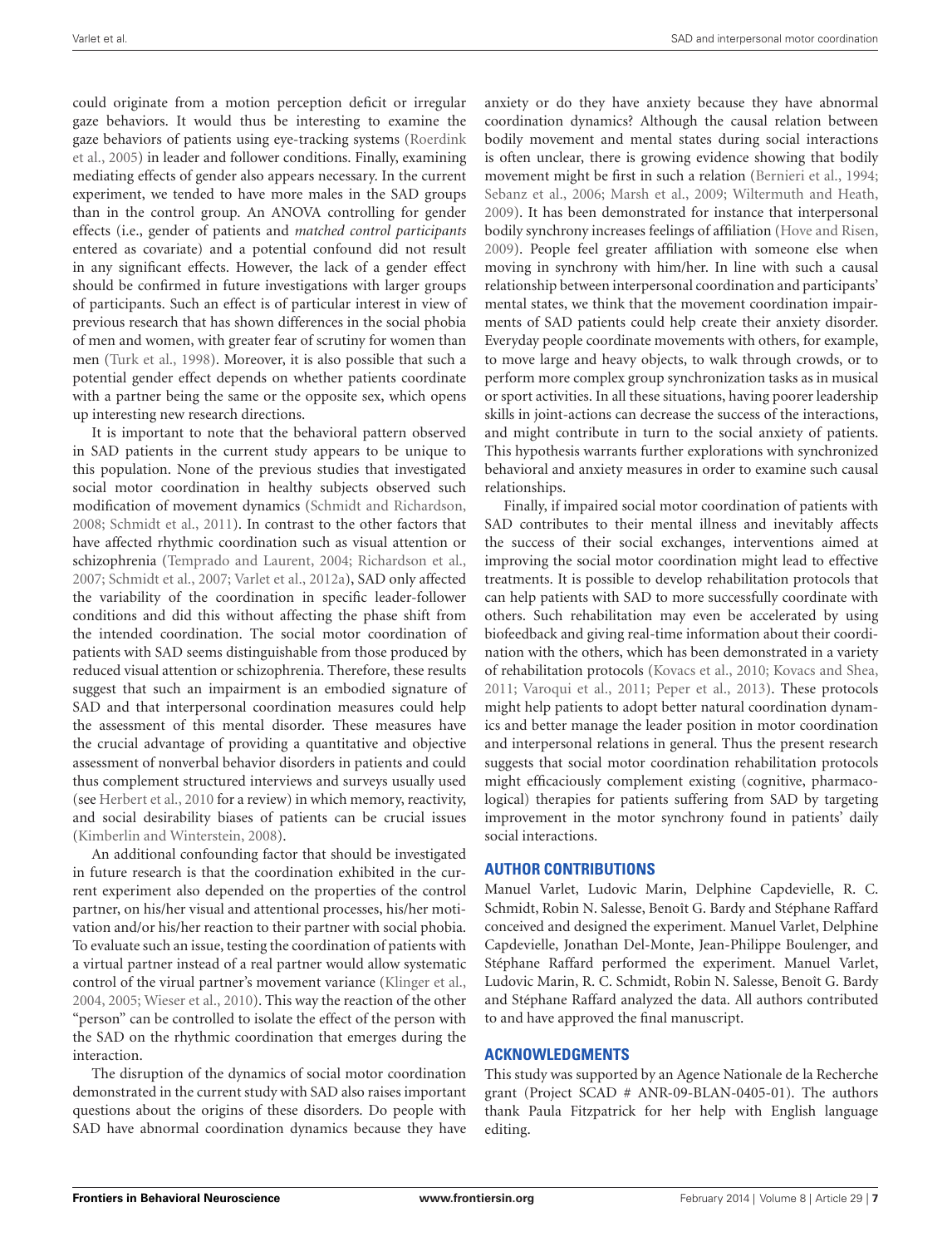could originate from a motion perception deficit or irregular gaze behaviors. It would thus be interesting to examine the gaze behaviors of patients using eye-tracking systems (Roerdink et al., 2005) in leader and follower conditions. Finally, examining mediating effects of gender also appears necessary. In the current experiment, we tended to have more males in the SAD groups than in the control group. An ANOVA controlling for gender effects (i.e., gender of patients and *matched control participants* entered as covariate) and a potential confound did not result in any significant effects. However, the lack of a gender effect should be confirmed in future investigations with larger groups of participants. Such an effect is of particular interest in view of previous research that has shown differences in the social phobia of men and women, with greater fear of scrutiny for women than men (Turk et al., 1998). Moreover, it is also possible that such a potential gender effect depends on whether patients coordinate with a partner being the same or the opposite sex, which opens up interesting new research directions.

It is important to note that the behavioral pattern observed in SAD patients in the current study appears to be unique to this population. None of the previous studies that investigated social motor coordination in healthy subjects observed such modification of movement dynamics (Schmidt and Richardson, 2008; Schmidt et al., 2011). In contrast to the other factors that have affected rhythmic coordination such as visual attention or schizophrenia (Temprado and Laurent, 2004; Richardson et al., 2007; Schmidt et al., 2007; Varlet et al., 2012a), SAD only affected the variability of the coordination in specific leader-follower conditions and did this without affecting the phase shift from the intended coordination. The social motor coordination of patients with SAD seems distinguishable from those produced by reduced visual attention or schizophrenia. Therefore, these results suggest that such an impairment is an embodied signature of SAD and that interpersonal coordination measures could help the assessment of this mental disorder. These measures have the crucial advantage of providing a quantitative and objective assessment of nonverbal behavior disorders in patients and could thus complement structured interviews and surveys usually used (see Herbert et al., 2010 for a review) in which memory, reactivity, and social desirability biases of patients can be crucial issues (Kimberlin and Winterstein, 2008).

An additional confounding factor that should be investigated in future research is that the coordination exhibited in the current experiment also depended on the properties of the control partner, on his/her visual and attentional processes, his/her motivation and/or his/her reaction to their partner with social phobia. To evaluate such an issue, testing the coordination of patients with a virtual partner instead of a real partner would allow systematic control of the virual partner's movement variance (Klinger et al., 2004, 2005; Wieser et al., 2010). This way the reaction of the other "person" can be controlled to isolate the effect of the person with the SAD on the rhythmic coordination that emerges during the interaction.

The disruption of the dynamics of social motor coordination demonstrated in the current study with SAD also raises important questions about the origins of these disorders. Do people with SAD have abnormal coordination dynamics because they have anxiety or do they have anxiety because they have abnormal coordination dynamics? Although the causal relation between bodily movement and mental states during social interactions is often unclear, there is growing evidence showing that bodily movement might be first in such a relation (Bernieri et al., 1994; Sebanz et al., 2006; Marsh et al., 2009; Wiltermuth and Heath, 2009). It has been demonstrated for instance that interpersonal bodily synchrony increases feelings of affiliation (Hove and Risen, 2009). People feel greater affiliation with someone else when moving in synchrony with him/her. In line with such a causal relationship between interpersonal coordination and participants' mental states, we think that the movement coordination impairments of SAD patients could help create their anxiety disorder. Everyday people coordinate movements with others, for example, to move large and heavy objects, to walk through crowds, or to perform more complex group synchronization tasks as in musical or sport activities. In all these situations, having poorer leadership skills in joint-actions can decrease the success of the interactions, and might contribute in turn to the social anxiety of patients. This hypothesis warrants further explorations with synchronized behavioral and anxiety measures in order to examine such causal relationships.

Finally, if impaired social motor coordination of patients with SAD contributes to their mental illness and inevitably affects the success of their social exchanges, interventions aimed at improving the social motor coordination might lead to effective treatments. It is possible to develop rehabilitation protocols that can help patients with SAD to more successfully coordinate with others. Such rehabilitation may even be accelerated by using biofeedback and giving real-time information about their coordination with the others, which has been demonstrated in a variety of rehabilitation protocols (Kovacs et al., 2010; Kovacs and Shea, 2011; Varoqui et al., 2011; Peper et al., 2013). These protocols might help patients to adopt better natural coordination dynamics and better manage the leader position in motor coordination and interpersonal relations in general. Thus the present research suggests that social motor coordination rehabilitation protocols might efficaciously complement existing (cognitive, pharmacological) therapies for patients suffering from SAD by targeting improvement in the motor synchrony found in patients' daily social interactions.

## AUTHOR CONTRIBUTIONS

Manuel Varlet, Ludovic Marin, Delphine Capdevielle, R. C. Schmidt, Robin N. Salesse, Benoît G. Bardy and Stéphane Raffard conceived and designed the experiment. Manuel Varlet, Delphine Capdevielle, Jonathan Del-Monte, Jean-Philippe Boulenger, and Stéphane Raffard performed the experiment. Manuel Varlet, Ludovic Marin, R. C. Schmidt, Robin N. Salesse, Benoît G. Bardy and Stéphane Raffard analyzed the data. All authors contributed to and have approved the final manuscript.

## ACKNOWLEDGMENTS

This study was supported by an Agence Nationale de la Recherche grant (Project SCAD # ANR-09-BLAN-0405-01). The authors thank Paula Fitzpatrick for her help with English language editing.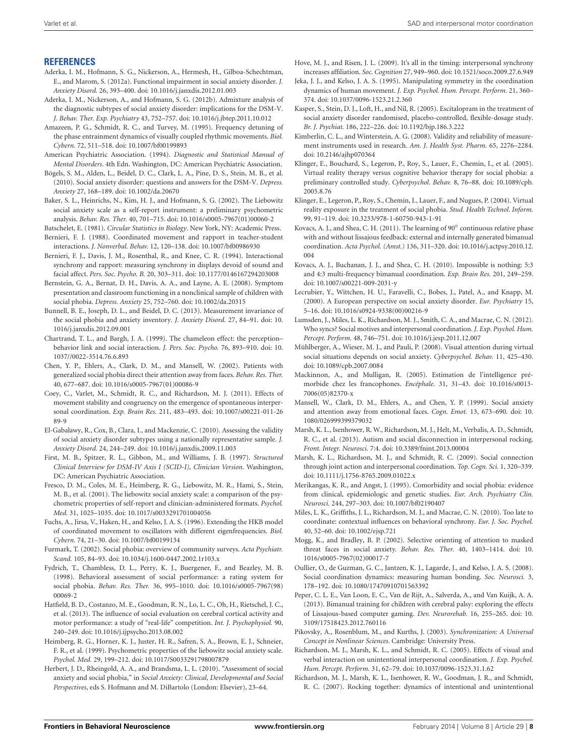## REFERENCES

Aderka, I. M., Hofmann, S. G., Nickerson, A., Hermesh, H., Gilboa-Schechtman, E., and Marom, S. (2012a). Functional impairment in social anxiety disorder. *J. Anxiety Disord.* 26, 393–400. doi: 10.1016/j.janxdis.2012.01.003

Aderka, I. M., Nickerson, A., and Hofmann, S. G. (2012b). Admixture analysis of the diagnostic subtypes of social anxiety disorder: implications for the DSM-V. *J. Behav. Ther. Exp. Psychiatry* 43, 752–757. doi: 10.1016/j.jbtep.2011.10.012

Amazeen, P. G., Schmidt, R. C., and Turvey, M. (1995). Frequency detuning of the phase entrainment dynamics of visually coupled rhythmic movements. *Biol. Cybern.* 72, 511–518. doi: 10.1007/bf00199893

American Psychiatric Association. (1994). *Diagnostic and Statistical Manual of Mental Disorders*. 4th Edn. Washington, DC: American Psychiatric Association.

Bögels, S. M., Alden, L., Beidel, D. C., Clark, L. A., Pine, D. S., Stein, M. B., et al. (2010). Social anxiety disorder: questions and answers for the DSM-V. *Depress. Anxiety* 27, 168–189. doi: 10.1002/da.20670

Baker, S. L., Heinrichs, N., Kim, H. J., and Hofmann, S. G. (2002). The Liebowitz social anxiety scale as a self-report instrument: a preliminary psychometric analysis. *Behav. Res. Ther.* 40, 701–715. doi: 10.1016/s0005-7967(01)00060-2

Batschelet, E. (1981). *Circular Statistics in Biology*. New York, NY: Academic Press.

Bernieri, F. J. (1988). Coordinated movement and rapport in teacher-student interactions. *J. Nonverbal. Behav.* 12, 120–138. doi: 10.1007/bf00986930

Bernieri, F. J., Davis, J. M., Rosenthal, R., and Knee, C. R. (1994). Interactional synchrony and rapport: measuring synchrony in displays devoid of sound and facial affect. *Pers. Soc. Psycho. B.* 20, 303–311. doi: 10.1177/0146167294203008

Bernstein, G. A., Bernat, D. H., Davis, A. A., and Layne, A. E. (2008). Symptom presentation and classroom functioning in a nonclinical sample of children with social phobia. *Depress. Anxiety* 25, 752–760. doi: 10.1002/da.20315

Bunnell, B. E., Joseph, D. L., and Beidel, D. C. (2013). Measurement invariance of the social phobia and anxiety inventory. *J. Anxiety Disord.* 27, 84–91. doi: 10.1016/j.janxdis.2012.09.001

Chartrand, T. L., and Bargh, J. A. (1999). The chameleon effect: the perception–behavior link and social interaction. *J. Pers. Soc. Psycho.* 76, 893–910. doi: 10.1037//0022-3514.76.6.893

Chen, Y. P., Ehlers, A., Clark, D. M., and Mansell, W. (2002). Patients with generalized social phobia direct their attention away from faces. *Behav. Res. Ther.* 40, 677–687. doi: 10.1016/s0005-7967(01)00086-9

Coey, C., Varlet, M., Schmidt, R. C., and Richardson, M. J. (2011). Effects of movement stability and congruency on the emergence of spontaneous interpersonal coordination. *Exp. Brain Res.* 211, 483–493. doi: 10.1007/s00221-011-2689-9

El-Gabalawy, R., Cox, B., Clara, I., and Mackenzie, C. (2010). Assessing the validity of social anxiety disorder subtypes using a nationally representative sample. *J. Anxiety Disord.* 24, 244–249. doi: 10.1016/j.janxdis.2009.11.003

First, M. B., Spitzer, R. L., Gibbon, M., and Williams, J. B. (1997). *Structured Clinical Interview for DSM-IV Axis I (SCID-I), Clinician Version*. Washington, DC: American Psychiatric Association.

Fresco, D. M., Coles, M. E., Heimberg, R. G., Liebowitz, M. R., Hami, S., Stein, M. B., et al. (2001). The liebowitz social anxiety scale: a comparison of the psychometric properties of self-report and clinician-administered formats. *Psychol. Med.* 31, 1025–1035. doi: 10.1017/s0033291701004056

Fuchs, A., Jirsa, V., Haken, H., and Kelso, J. A. S. (1996). Extending the HKB model of coordinated movement to oscillators with different eigenfrequencies. *Biol. Cybern.* 74, 21–30. doi: 10.1007/bf00199134

Furmark, T. (2002). Social phobia: overview of community surveys. *Acta Psychiatr. Scand.* 105, 84–93. doi: 10.1034/j.1600-0447.2002.1r103.x

Fydrich, T., Chambless, D. L., Perry, K. J., Buergener, F., and Beazley, M. B. (1998). Behavioral assessment of social performance: a rating system for social phobia. *Behav. Res. Ther.* 36, 995–1010. doi: 10.1016/s0005-7967(98)00069-2

Hatfield, B. D., Costanzo, M. E., Goodman, R. N., Lo, L. C., Oh, H., Rietschel, J. C., et al. (2013). The influence of social evaluation on cerebral cortical activity and motor performance: a study of "real-life" competition. *Int. J. Psychophysiol.* 90, 240–249. doi: 10.1016/j.ijpsycho.2013.08.002

Heimberg, R. G., Horner, K. J., Juster, H. R., Safren, S. A., Brown, E. J., Schneier, F. R., et al. (1999). Psychometric properties of the liebowitz social anxiety scale. *Psychol. Med.* 29, 199–212. doi: 10.1017/S0033291798007879

Herbert, J. D., Rheingold, A. A., and Brandsma, L. L. (2010). "Assessment of social anxiety and social phobia," in *Social Anxiety: Clinical, Developmental and Social Perspectives*, eds S. Hofmann and M. DiBartolo (London: Elsevier), 23–64.

Hove, M. J., and Risen, J. L. (2009). It's all in the timing: interpersonal synchrony increases affiliation. *Soc. Cognition* 27, 949–960. doi: 10.1521/soco.2009.27.6.949

Jeka, J. J., and Kelso, J. A. S. (1995). Manipulating symmetry in the coordination dynamics of human movement. *J. Exp. Psychol. Hum. Percept. Perform.* 21, 360–374. doi: 10.1037/0096-1523.21.2.360

Kasper, S., Stein, D. J., Loft, H., and Nil, R. (2005). Escitalopram in the treatment of social anxiety disorder randomised, placebo-controlled, flexible-dosage study. *Br. J. Psychiat.* 186, 222–226. doi: 10.1192/bjp.186.3.222

Kimberlin, C. L., and Winterstein, A. G. (2008). Validity and reliability of measurement instruments used in research. *Am. J. Health Syst. Pharm.* 65, 2276–2284. doi: 10.2146/ajhp070364

Klinger, E., Bouchard, S., Legeron, P., Roy, S., Lauer, F., Chemin, I., et al. (2005). Virtual reality therapy versus cognitive behavior therapy for social phobia: a preliminary controlled study. *Cyberpsychol. Behav.* 8, 76–88. doi: 10.1089/cpb.2005.8.76

Klinger, E., Legeron, P., Roy, S., Chemin, I., Lauer, F., and Nugues, P. (2004). Virtual reality exposure in the treatment of social phobia. *Stud. Health Technol. Inform.* 99, 91–119. doi: 10.3233/978-1-60750-943-1-91

Kovacs, A. J., and Shea, C. H. (2011). The learning of 90° continuous relative phase with and without lissajous feedback: external and internally generated bimanual coordination. *Acta Psychol. (Amst.)* 136, 311–320. doi: 10.1016/j.actpsy.2010.12.004

Kovacs, A. J., Buchanan, J. J., and Shea, C. H. (2010). Impossible is nothing: 5:3 and 4:3 multi-frequency bimanual coordination. *Exp. Brain Res.* 201, 249–259. doi: 10.1007/s00221-009-2031-y

Lecrubier, Y., Wittchen, H. U., Faravelli, C., Bobes, J., Patel, A., and Knapp, M. (2000). A European perspective on social anxiety disorder. *Eur. Psychiatry* 15, 5–16. doi: 10.1016/s0924-9338(00)00216-9

Lumsden, J., Miles, L. K., Richardson, M. J., Smith, C. A., and Macrae, C. N. (2012). Who syncs? Social motives and interpersonal coordination. *J. Exp. Psychol. Hum. Percept. Perform.* 48, 746–751. doi: 10.1016/j.jesp.2011.12.007

Mühlberger, A., Wieser, M. J., and Pauli, P. (2008). Visual attention during virtual social situations depends on social anxiety. *Cyberpsychol. Behav.* 11, 425–430. doi: 10.1089/cpb.2007.0084

Mackinnon, A., and Mulligan, R. (2005). Estimation de l'intelligence prémorbide chez les francophones. *Encéphale.* 31, 31–43. doi: 10.1016/s0013-7006(05)82370-x

Mansell, W., Clark, D. M., Ehlers, A., and Chen, Y. P. (1999). Social anxiety and attention away from emotional faces. *Cogn. Emot.* 13, 673–690. doi: 10.1080/026999399379032

Marsh, K. L., Isenhower, R. W., Richardson, M. J., Helt, M., Verbalis, A. D., Schmidt, R. C., et al. (2013). Autism and social disconnection in interpersonal rocking. *Front. Integr. Neurosci.* 7:4. doi: 10.3389/fnint.2013.00004

Marsh, K. L., Richardson, M. J., and Schmidt, R. C. (2009). Social connection through joint action and interpersonal coordination. *Top. Cogn. Sci.* 1, 320–339. doi: 10.1111/j.1756-8765.2009.01022.x

Merikangas, K. R., and Angst, J. (1995). Comorbidity and social phobia: evidence from clinical, epidemiologic and genetic studies. *Eur. Arch. Psychiatry Clin. Neurosci.* 244, 297–303. doi: 10.1007/bf02190407

Miles, L. K., Griffiths, J. L., Richardson, M. J., and Macrae, C. N. (2010). Too late to coordinate: contextual influences on behavioral synchrony. *Eur. J. Soc. Psychol.* 40, 52–60. doi: 10.1002/ejsp.721

Mogg, K., and Bradley, B. P. (2002). Selective orienting of attention to masked threat faces in social anxiety. *Behav. Res. Ther.* 40, 1403–1414. doi: 10.1016/s0005-7967(02)00017-7

Oullier, O., de Guzman, G. C., Jantzen, K. J., Lagarde, J., and Kelso, J. A. S. (2008). Social coordination dynamics: measuring human bonding. *Soc. Neurosci.* 3, 178–192. doi: 10.1080/17470910701563392

Peper, C. L. E., Van Loon, E. C., Van de Rijt, A., Salverda, A., and Van Kuijk, A. A. (2013). Bimanual training for children with cerebral palsy: exploring the effects of Lissajous-based computer gaming. *Dev. Neurorehab.* 16, 255–265. doi: 10.3109/17518423.2012.760116

Pikovsky, A., Rosenblum, M., and Kurths, J. (2003). *Synchronization: A Universal Concept in Nonlinear Sciences*. Cambridge: University Press.

Richardson, M. J., Marsh, K. L., and Schmidt, R. C. (2005). Effects of visual and verbal interaction on unintentional interpersonal coordination. *J. Exp. Psychol. Hum. Percept. Perform.* 31, 62–79. doi: 10.1037/0096-1523.31.1.62

Richardson, M. J., Marsh, K. L., Isenhower, R. W., Goodman, J. R., and Schmidt, R. C. (2007). Rocking together: dynamics of intentional and unintentional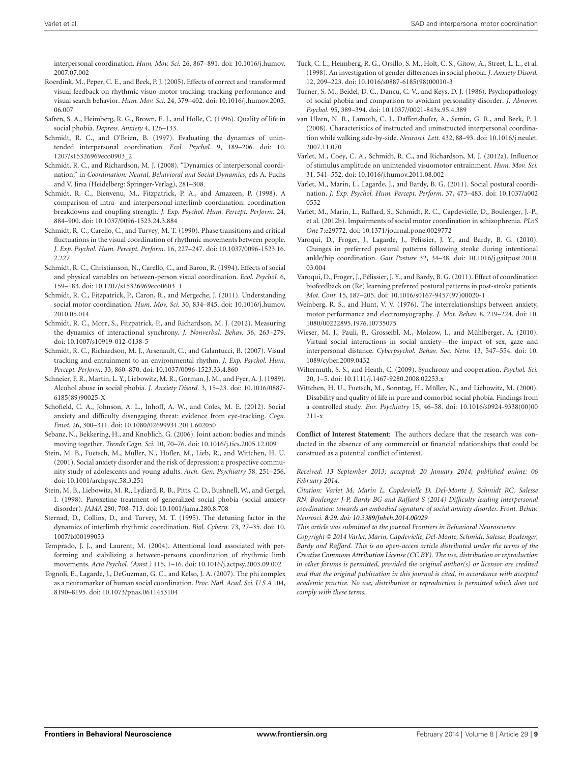interpersonal coordination. *Hum. Mov. Sci.* 26, 867–891. doi: 10.1016/j.humov.2007.07.002

Roerdink, M., Peper, C. E., and Beek, P. J. (2005). Effects of correct and transformed visual feedback on rhythmic visuo-motor tracking: tracking performance and visual search behavior. *Hum. Mov. Sci.* 24, 379–402. doi: 10.1016/j.humov.2005.06.007

Safren, S. A., Heimberg, R. G., Brown, E. J., and Holle, C. (1996). Quality of life in social phobia. *Depress. Anxiety* 4, 126–133.

Schmidt, R. C., and O'Brien, B. (1997). Evaluating the dynamics of unintended interpersonal coordination. *Ecol. Psychol.* 9, 189–206. doi: 10.1207/s15326969eco0903_2

Schmidt, R. C., and Richardson, M. J. (2008). "Dynamics of interpersonal coordination," in *Coordination: Neural, Behavioral and Social Dynamics*, eds A. Fuchs and V. Jirsa (Heidelberg: Springer-Verlag), 281–308.

Schmidt, R. C., Bienvenu, M., Fitzpatrick, P. A., and Amazeen, P. (1998). A comparison of intra- and interpersonal interlimb coordination: coordination breakdowns and coupling strength. *J. Exp. Psychol. Hum. Percept. Perform.* 24, 884–900. doi: 10.1037/0096-1523.24.3.884

Schmidt, R. C., Carello, C., and Turvey, M. T. (1990). Phase transitions and critical fluctuations in the visual coordination of rhythmic movements between people. *J. Exp. Psychol. Hum. Percept. Perform.* 16, 227–247. doi: 10.1037/0096-1523.16.2.227

Schmidt, R. C., Christianson, N., Carello, C., and Baron, R. (1994). Effects of social and physical variables on between-person visual coordination. *Ecol. Psychol.* 6, 159–183. doi: 10.1207/s15326969eco0603_1

Schmidt, R. C., Fitzpatrick, P., Caron, R., and Mergeche, J. (2011). Understanding social motor coordination. *Hum. Mov. Sci.* 30, 834–845. doi: 10.1016/j.humov.2010.05.014

Schmidt, R. C., Morr, S., Fitzpatrick, P., and Richardson, M. J. (2012). Measuring the dynamics of interactional synchrony. *J. Nonverbal. Behav.* 36, 263–279. doi: 10.1007/s10919-012-0138-5

Schmidt, R. C., Richardson, M. J., Arsenault, C., and Galantucci, B. (2007). Visual tracking and entrainment to an environmental rhythm. *J. Exp. Psychol. Hum. Percept. Perform.* 33, 860–870. doi: 10.1037/0096-1523.33.4.860

Schneier, F. R., Martin, L. Y., Liebowitz, M. R., Gorman, J. M., and Fyer, A. J. (1989). Alcohol abuse in social phobia. *J. Anxiety Disord.* 3, 15–23. doi: 10.1016/0887-6185(89)90025-X

Schofield, C. A., Johnson, A. L., Inhoff, A. W., and Coles, M. E. (2012). Social anxiety and difficulty disengaging threat: evidence from eye-tracking. *Cogn. Emot.* 26, 300–311. doi: 10.1080/02699931.2011.602050

Sebanz, N., Bekkering, H., and Knoblich, G. (2006). Joint action: bodies and minds moving together. *Trends Cogn. Sci.* 10, 70–76. doi: 10.1016/j.tics.2005.12.009

Stein, M. B., Fuetsch, M., Muller, N., Hofler, M., Lieb, R., and Wittchen, H. U. (2001). Social anxiety disorder and the risk of depression: a prospective community study of adolescents and young adults. *Arch. Gen. Psychiatry* 58, 251–256. doi: 10.1001/archpsyc.58.3.251

Stein, M. B., Liebowitz, M. R., Lydiard, R. B., Pitts, C. D., Bushnell, W., and Gergel, I. (1998). Paroxetine treatment of generalized social phobia (social anxiety disorder). *JAMA* 280, 708–713. doi: 10.1001/jama.280.8.708

Sternad, D., Collins, D., and Turvey, M. T. (1995). The detuning factor in the dynamics of interlimb rhythmic coordination. *Biol. Cybern.* 73, 27–35. doi: 10.1007/bf00199053

Temprado, J. J., and Laurent, M. (2004). Attentional load associated with performing and stabilizing a between-persons coordination of rhythmic limb movements. *Acta Psychol. (Amst.)* 115, 1–16. doi: 10.1016/j.actpsy.2003.09.002

Tognoli, E., Lagarde, J., DeGuzman, G. C., and Kelso, J. A. (2007). The phi complex as a neuromarker of human social coordination. *Proc. Natl. Acad. Sci. U S A* 104, 8190–8195. doi: 10.1073/pnas.0611453104

Turk, C. L., Heimberg, R. G., Orsillo, S. M., Holt, C. S., Gitow, A., Street, L. L., et al. (1998). An investigation of gender differences in social phobia. *J. Anxiety Disord.* 12, 209–223. doi: 10.1016/s0887-6185(98)00010-3

Turner, S. M., Beidel, D. C., Dancu, C. V., and Keys, D. J. (1986). Psychopathology of social phobia and comparison to avoidant personality disorder. *J. Abnorm. Psychol.* 95, 389–394. doi: 10.1037//0021-843x.95.4.389

van Ulzen, N. R., Lamoth, C. J., Daffertshofer, A., Semin, G. R., and Beek, P. J. (2008). Characteristics of instructed and uninstructed interpersonal coordination while walking side-by-side. *Neurosci. Lett.* 432, 88–93. doi: 10.1016/j.neulet.2007.11.070

Varlet, M., Coey, C. A., Schmidt, R. C., and Richardson, M. J. (2012a). Influence of stimulus amplitude on unintended visuomotor entrainment. *Hum. Mov. Sci.* 31, 541–552. doi: 10.1016/j.humov.2011.08.002

Varlet, M., Marin, L., Lagarde, J., and Bardy, B. G. (2011). Social postural coordination. *J. Exp. Psychol. Hum. Percept. Perform.* 37, 473–483. doi: 10.1037/a0020552

Varlet, M., Marin, L., Raffard, S., Schmidt, R. C., Capdevielle, D., Boulenger, J.-P., et al. (2012b). Impairments of social motor coordination in schizophrenia. *PLoS One* 7:e29772. doi: 10.1371/journal.pone.0029772

Varoqui, D., Froger, J., Lagarde, J., Pelissier, J. Y., and Bardy, B. G. (2010). Changes in preferred postural patterns following stroke during intentional ankle/hip coordination. *Gait Posture* 32, 34–38. doi: 10.1016/j.gaitpost.2010.03.004

Varoqui, D., Froger, J., Pélissier, J. Y., and Bardy, B. G. (2011). Effect of coordination biofeedback on (Re) learning preferred postural patterns in post-stroke patients. *Mot. Cont.* 15, 187–205. doi: 10.1016/s0167-9457(97)00020-1

Weinberg, R. S., and Hunt, V. V. (1976). The interrelationships between anxiety, motor performance and electromyography. *J. Mot. Behav.* 8, 219–224. doi: 10.1080/00222895.1976.10735075

Wieser, M. J., Pauli, P., Grosseibl, M., Molzow, I., and Mühlberger, A. (2010). Virtual social interactions in social anxiety—the impact of sex, gaze and interpersonal distance. *Cyberpsychol. Behav. Soc. Netw.* 13, 547–554. doi: 10.1089/cyber.2009.0432

Wiltermuth, S. S., and Heath, C. (2009). Synchrony and cooperation. *Psychol. Sci.* 20, 1–5. doi: 10.1111/j.1467-9280.2008.02253.x

Wittchen, H. U., Fuetsch, M., Sonntag, H., Müller, N., and Liebowitz, M. (2000). Disability and quality of life in pure and comorbid social phobia. Findings from a controlled study. *Eur. Psychiatry* 15, 46–58. doi: 10.1016/s0924-9338(00)00211-x

**Conflict of Interest Statement**: The authors declare that the research was conducted in the absence of any commercial or financial relationships that could be construed as a potential conflict of interest.

*Received: 13 September 2013; accepted: 20 January 2014; published online: 06 February 2014.*

*Citation: Varlet M, Marin L, Capdevielle D, Del-Monte J, Schmidt RC, Salesse RN, Boulenger J-P, Bardy BG and Raffard S (2014) Difficulty leading interpersonal coordination: towards an embodied signature of social anxiety disorder. Front. Behav. Neurosci.* ***8****:29. doi: 10.3389/fnbeh.2014.00029*

*This article was submitted to the journal Frontiers in Behavioral Neuroscience.*

*Copyright © 2014 Varlet, Marin, Capdevielle, Del-Monte, Schmidt, Salesse, Boulenger, Bardy and Raffard. This is an open-access article distributed under the terms of the Creative Commons Attribution License (CC BY). The use, distribution or reproduction in other forums is permitted, provided the original author(s) or licensor are credited and that the original publication in this journal is cited, in accordance with accepted academic practice. No use, distribution or reproduction is permitted which does not comply with these terms.*